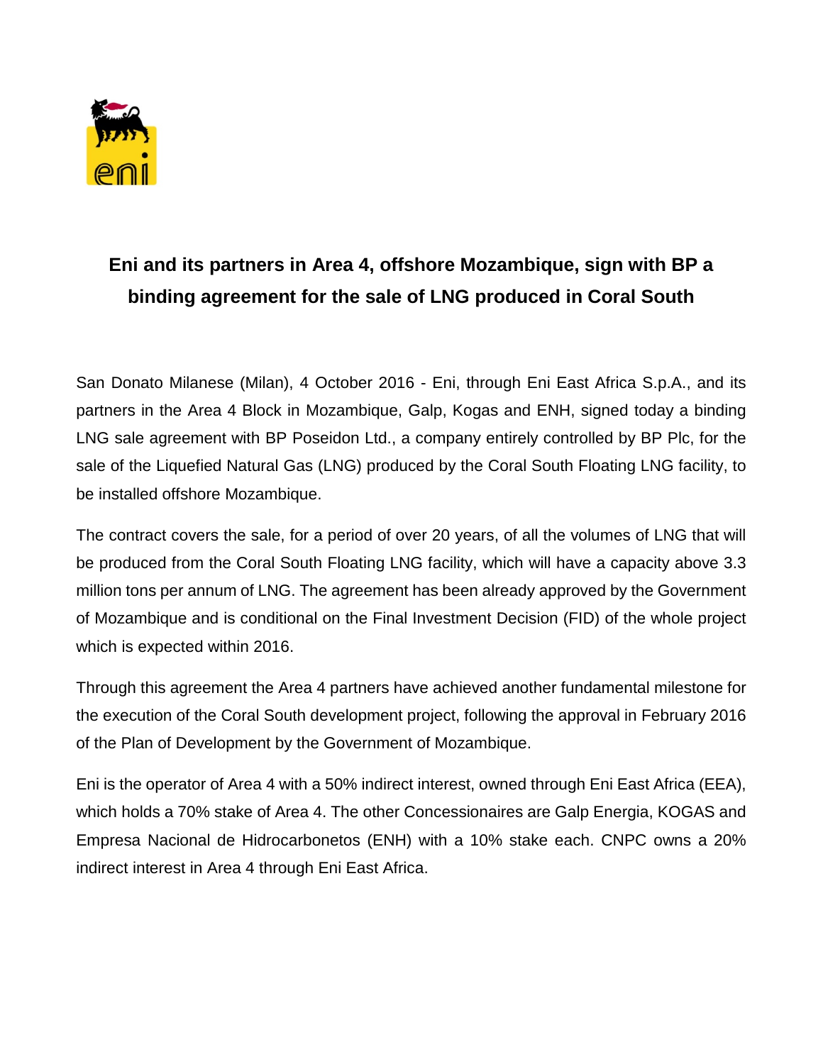# Eni and its partners in Area 4, offshore Mozambique, sign with BP a binding agreement for the sale of LNG produced in Coral South

San Donato Milanese (Milan), 4 October 2016 - Eni, through Eni East Africa S.p.A., and its partners in the Area 4 Block in Mozambique, Galp, Kogas and ENH, signed today a binding LNG sale agreement with BP Poseidon Ltd., a company entirely controlled by BP Plc, for the sale of the Liquefied Natural Gas (LNG) produced by the Coral South Floating LNG facility, to be installed offshore Mozambique.

The contract covers the sale, for a period of over 20 years, of all the volumes of LNG that will be produced from the Coral South Floating LNG facility, which will have a capacity above 3.3 million tons per annum of LNG. The agreement has been already approved by the Government of Mozambique and is conditional on the Final Investment Decision (FID) of the whole project which is expected within 2016.

Through this agreement the Area 4 partners have achieved another fundamental milestone for the execution of the Coral South development project, following the approval in February 2016 of the Plan of Development by the Government of Mozambique.

Eni is the operator of Area 4 with a 50% indirect interest, owned through Eni East Africa (EEA), which holds a 70% stake of Area 4. The other Concessionaires are Galp Energia, KOGAS and Empresa Nacional de Hidrocarbonetos (ENH) with a 10% stake each. CNPC owns a 20% indirect interest in Area 4 through Eni East Africa.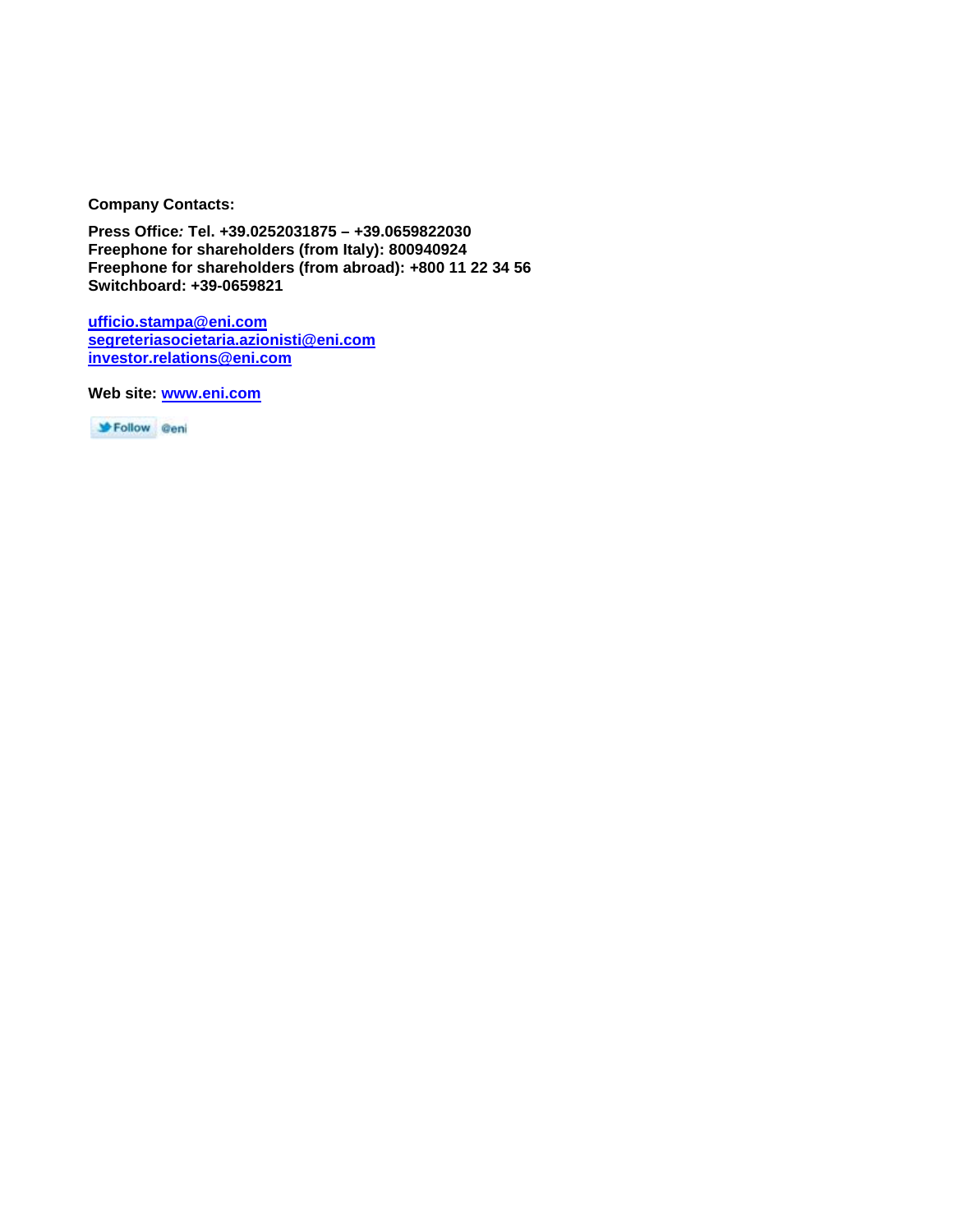**Company Contacts:**

**Press Office: Tel. +39.0252031875 – +39.0659822030**
**Freephone for shareholders (from Italy): 800940924**
**Freephone for shareholders (from abroad): +800 11 22 34 56**
**Switchboard: +39-0659821**

**ufficio.stampa@eni.com**
**segreteriasocietaria.azionisti@eni.com**
**investor.relations@eni.com**

**Web site: www.eni.com**

Follow @eni